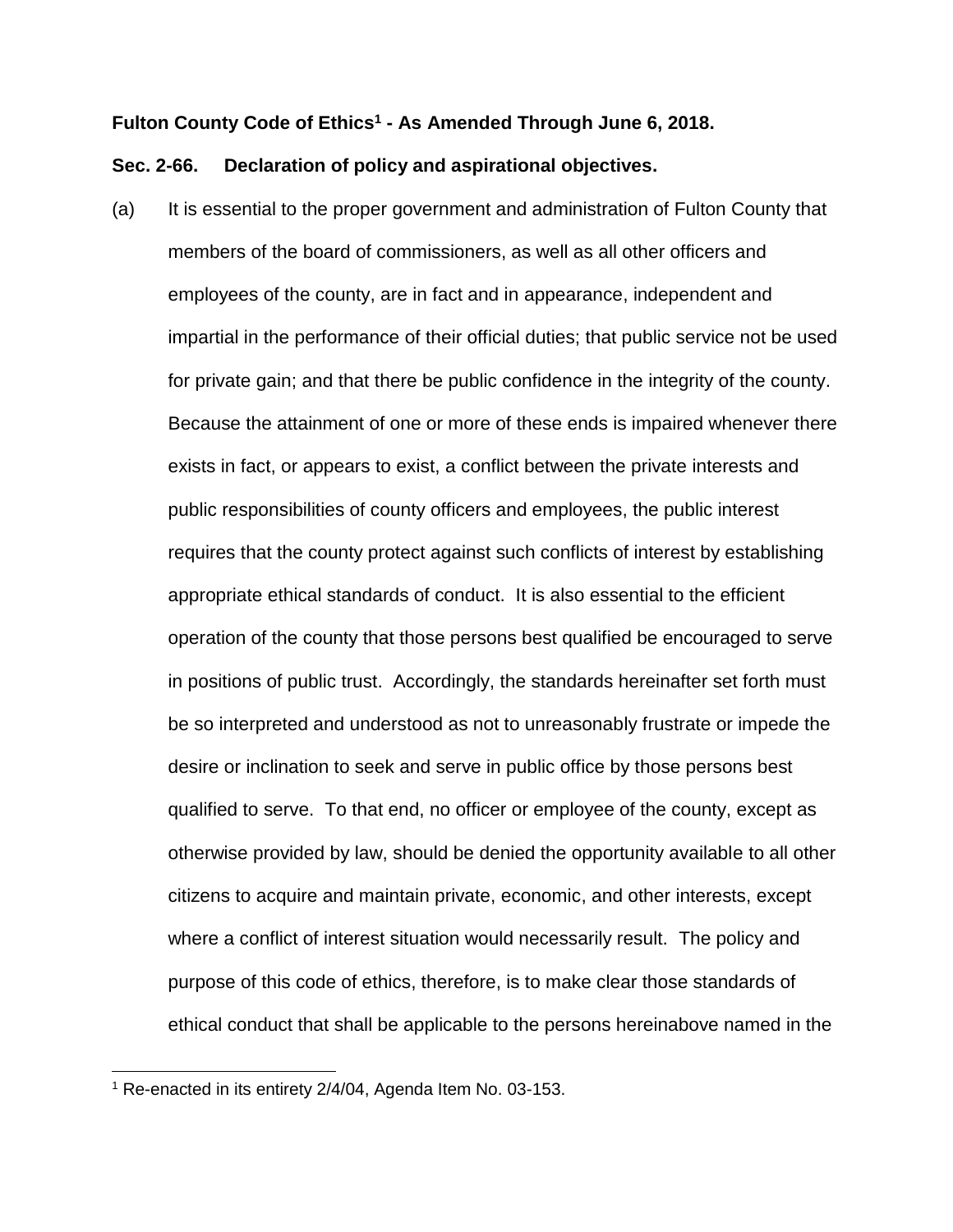**Fulton County Code of Ethics[1] - As Amended Through June 6, 2018.**

**Sec. 2-66. Declaration of policy and aspirational objectives.**

(a) It is essential to the proper government and administration of Fulton County that members of the board of commissioners, as well as all other officers and employees of the county, are in fact and in appearance, independent and impartial in the performance of their official duties; that public service not be used for private gain; and that there be public confidence in the integrity of the county. Because the attainment of one or more of these ends is impaired whenever there exists in fact, or appears to exist, a conflict between the private interests and public responsibilities of county officers and employees, the public interest requires that the county protect against such conflicts of interest by establishing appropriate ethical standards of conduct. It is also essential to the efficient operation of the county that those persons best qualified be encouraged to serve in positions of public trust. Accordingly, the standards hereinafter set forth must be so interpreted and understood as not to unreasonably frustrate or impede the desire or inclination to seek and serve in public office by those persons best qualified to serve. To that end, no officer or employee of the county, except as otherwise provided by law, should be denied the opportunity available to all other citizens to acquire and maintain private, economic, and other interests, except where a conflict of interest situation would necessarily result. The policy and purpose of this code of ethics, therefore, is to make clear those standards of ethical conduct that shall be applicable to the persons hereinabove named in the

[1] Re-enacted in its entirety 2/4/04, Agenda Item No. 03-153.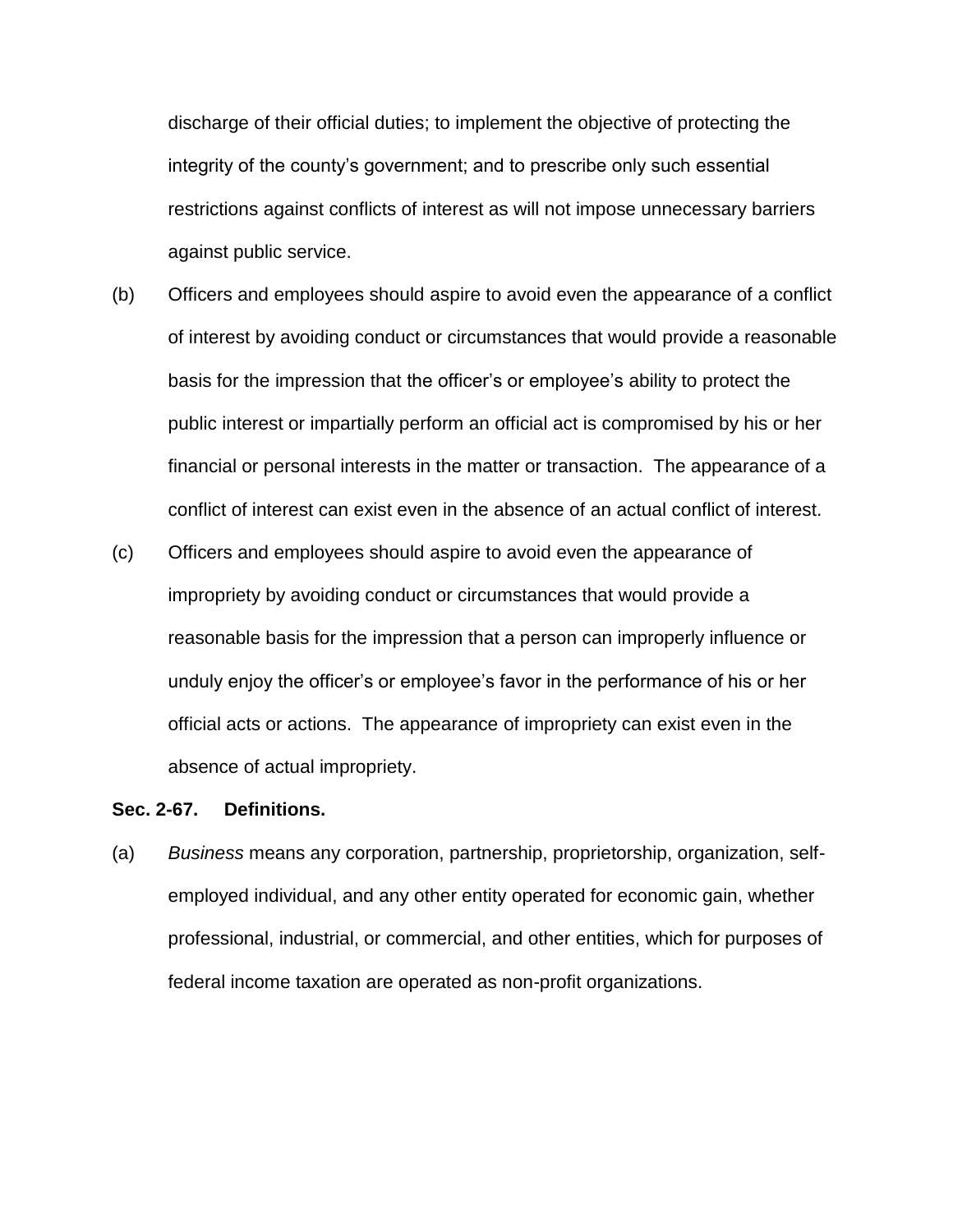discharge of their official duties; to implement the objective of protecting the integrity of the county's government; and to prescribe only such essential restrictions against conflicts of interest as will not impose unnecessary barriers against public service.

(b) Officers and employees should aspire to avoid even the appearance of a conflict of interest by avoiding conduct or circumstances that would provide a reasonable basis for the impression that the officer's or employee's ability to protect the public interest or impartially perform an official act is compromised by his or her financial or personal interests in the matter or transaction. The appearance of a conflict of interest can exist even in the absence of an actual conflict of interest.

(c) Officers and employees should aspire to avoid even the appearance of impropriety by avoiding conduct or circumstances that would provide a reasonable basis for the impression that a person can improperly influence or unduly enjoy the officer's or employee's favor in the performance of his or her official acts or actions. The appearance of impropriety can exist even in the absence of actual impropriety.

**Sec. 2-67. Definitions.**

(a) *Business* means any corporation, partnership, proprietorship, organization, self-employed individual, and any other entity operated for economic gain, whether professional, industrial, or commercial, and other entities, which for purposes of federal income taxation are operated as non-profit organizations.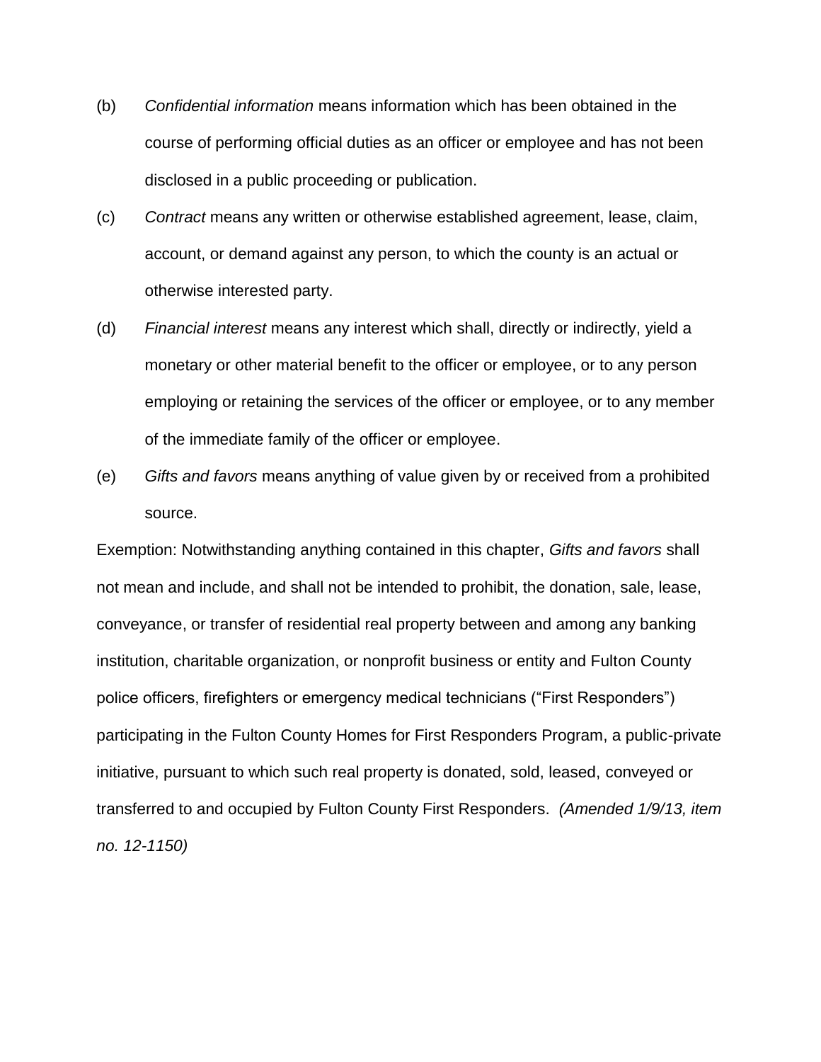(b) *Confidential information* means information which has been obtained in the course of performing official duties as an officer or employee and has not been disclosed in a public proceeding or publication.

(c) *Contract* means any written or otherwise established agreement, lease, claim, account, or demand against any person, to which the county is an actual or otherwise interested party.

(d) *Financial interest* means any interest which shall, directly or indirectly, yield a monetary or other material benefit to the officer or employee, or to any person employing or retaining the services of the officer or employee, or to any member of the immediate family of the officer or employee.

(e) *Gifts and favors* means anything of value given by or received from a prohibited source.

Exemption: Notwithstanding anything contained in this chapter, *Gifts and favors* shall not mean and include, and shall not be intended to prohibit, the donation, sale, lease, conveyance, or transfer of residential real property between and among any banking institution, charitable organization, or nonprofit business or entity and Fulton County police officers, firefighters or emergency medical technicians ("First Responders") participating in the Fulton County Homes for First Responders Program, a public-private initiative, pursuant to which such real property is donated, sold, leased, conveyed or transferred to and occupied by Fulton County First Responders. *(Amended 1/9/13, item no. 12-1150)*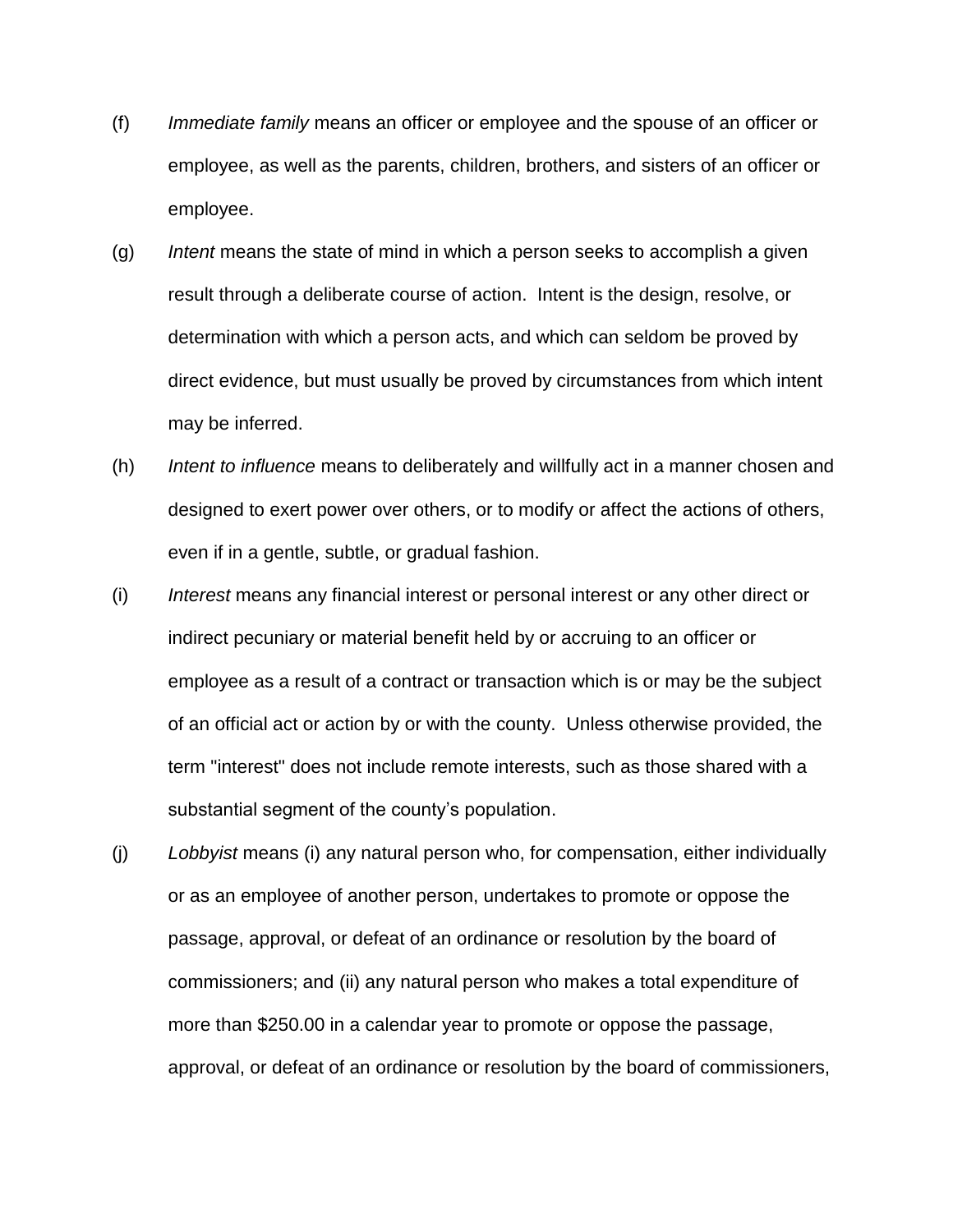(f) *Immediate family* means an officer or employee and the spouse of an officer or employee, as well as the parents, children, brothers, and sisters of an officer or employee.

(g) *Intent* means the state of mind in which a person seeks to accomplish a given result through a deliberate course of action. Intent is the design, resolve, or determination with which a person acts, and which can seldom be proved by direct evidence, but must usually be proved by circumstances from which intent may be inferred.

(h) *Intent to influence* means to deliberately and willfully act in a manner chosen and designed to exert power over others, or to modify or affect the actions of others, even if in a gentle, subtle, or gradual fashion.

(i) *Interest* means any financial interest or personal interest or any other direct or indirect pecuniary or material benefit held by or accruing to an officer or employee as a result of a contract or transaction which is or may be the subject of an official act or action by or with the county. Unless otherwise provided, the term "interest" does not include remote interests, such as those shared with a substantial segment of the county's population.

(j) *Lobbyist* means (i) any natural person who, for compensation, either individually or as an employee of another person, undertakes to promote or oppose the passage, approval, or defeat of an ordinance or resolution by the board of commissioners; and (ii) any natural person who makes a total expenditure of more than $250.00 in a calendar year to promote or oppose the passage, approval, or defeat of an ordinance or resolution by the board of commissioners,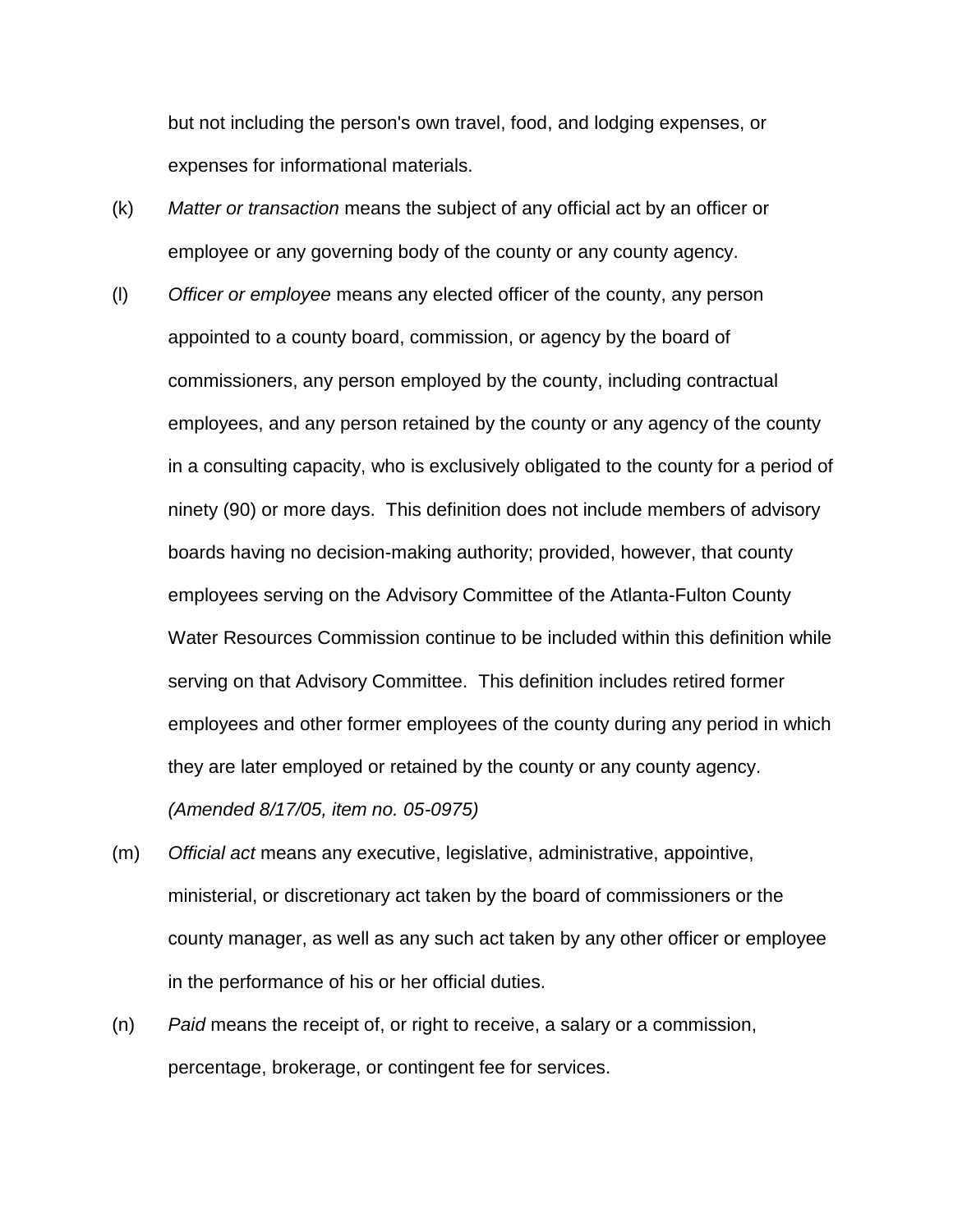but not including the person's own travel, food, and lodging expenses, or expenses for informational materials.

(k) *Matter or transaction* means the subject of any official act by an officer or employee or any governing body of the county or any county agency.

(l) *Officer or employee* means any elected officer of the county, any person appointed to a county board, commission, or agency by the board of commissioners, any person employed by the county, including contractual employees, and any person retained by the county or any agency of the county in a consulting capacity, who is exclusively obligated to the county for a period of ninety (90) or more days. This definition does not include members of advisory boards having no decision-making authority; provided, however, that county employees serving on the Advisory Committee of the Atlanta-Fulton County Water Resources Commission continue to be included within this definition while serving on that Advisory Committee. This definition includes retired former employees and other former employees of the county during any period in which they are later employed or retained by the county or any county agency. *(Amended 8/17/05, item no. 05-0975)*

(m) *Official act* means any executive, legislative, administrative, appointive, ministerial, or discretionary act taken by the board of commissioners or the county manager, as well as any such act taken by any other officer or employee in the performance of his or her official duties.

(n) *Paid* means the receipt of, or right to receive, a salary or a commission, percentage, brokerage, or contingent fee for services.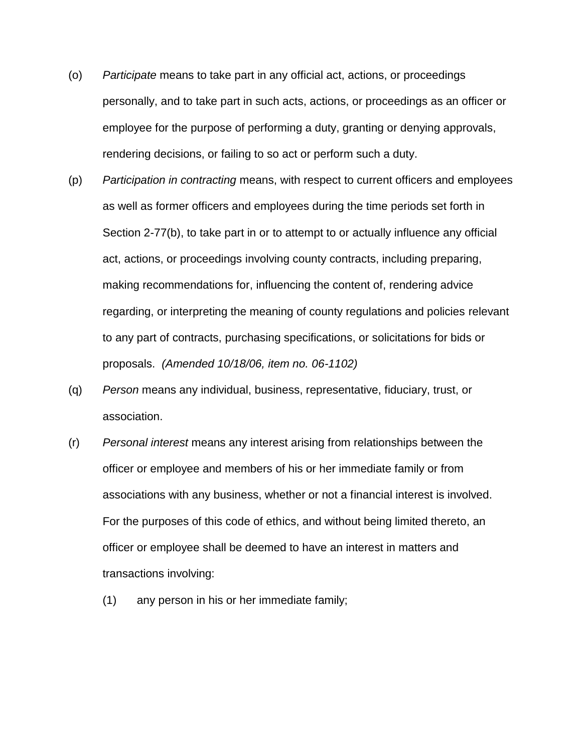(o) *Participate* means to take part in any official act, actions, or proceedings personally, and to take part in such acts, actions, or proceedings as an officer or employee for the purpose of performing a duty, granting or denying approvals, rendering decisions, or failing to so act or perform such a duty.

(p) *Participation in contracting* means, with respect to current officers and employees as well as former officers and employees during the time periods set forth in Section 2-77(b), to take part in or to attempt to or actually influence any official act, actions, or proceedings involving county contracts, including preparing, making recommendations for, influencing the content of, rendering advice regarding, or interpreting the meaning of county regulations and policies relevant to any part of contracts, purchasing specifications, or solicitations for bids or proposals. *(Amended 10/18/06, item no. 06-1102)*

(q) *Person* means any individual, business, representative, fiduciary, trust, or association.

(r) *Personal interest* means any interest arising from relationships between the officer or employee and members of his or her immediate family or from associations with any business, whether or not a financial interest is involved. For the purposes of this code of ethics, and without being limited thereto, an officer or employee shall be deemed to have an interest in matters and transactions involving:

   (1) any person in his or her immediate family;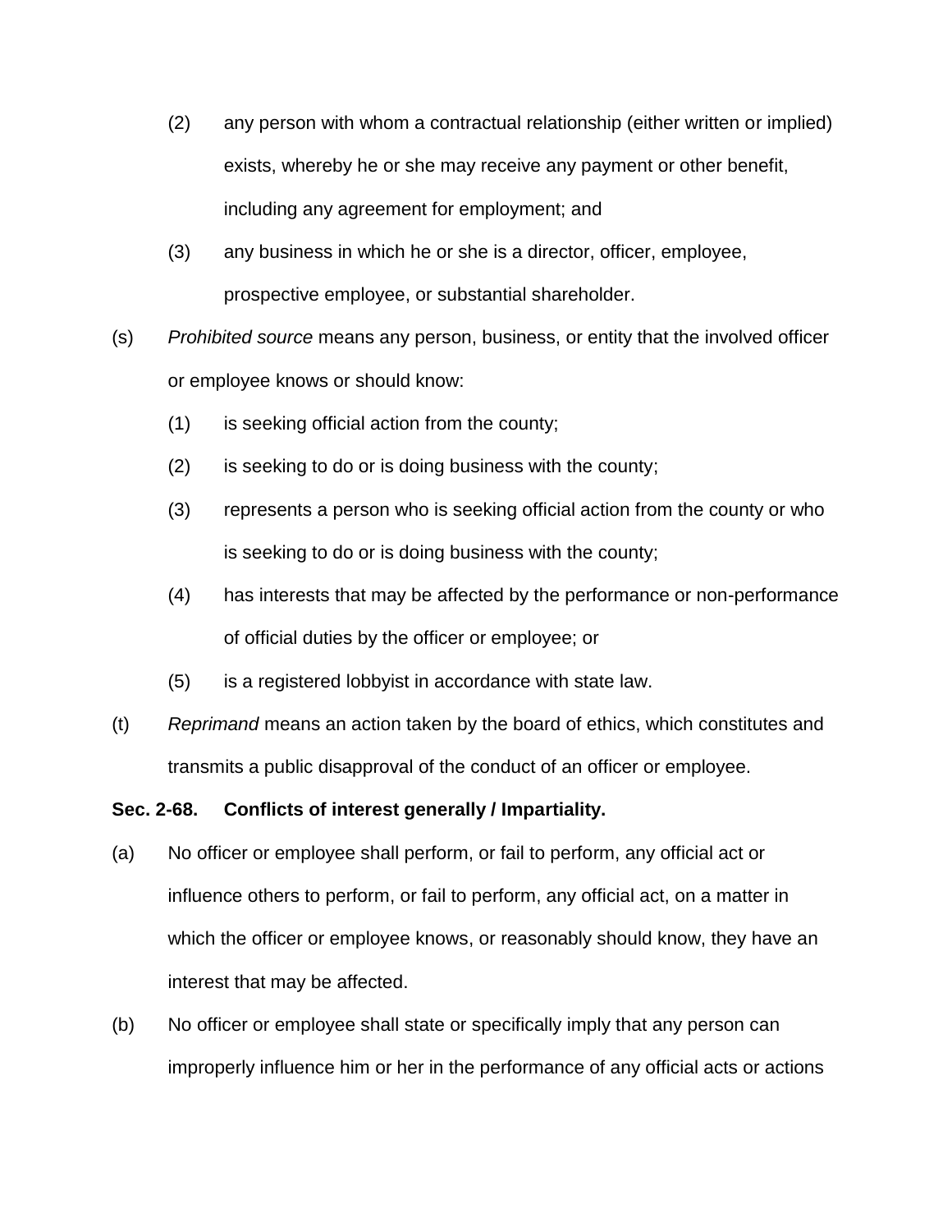(2) any person with whom a contractual relationship (either written or implied) exists, whereby he or she may receive any payment or other benefit, including any agreement for employment; and

(3) any business in which he or she is a director, officer, employee, prospective employee, or substantial shareholder.

(s) *Prohibited source* means any person, business, or entity that the involved officer or employee knows or should know:

(1) is seeking official action from the county;

(2) is seeking to do or is doing business with the county;

(3) represents a person who is seeking official action from the county or who is seeking to do or is doing business with the county;

(4) has interests that may be affected by the performance or non-performance of official duties by the officer or employee; or

(5) is a registered lobbyist in accordance with state law.

(t) *Reprimand* means an action taken by the board of ethics, which constitutes and transmits a public disapproval of the conduct of an officer or employee.

**Sec. 2-68. Conflicts of interest generally / Impartiality.**

(a) No officer or employee shall perform, or fail to perform, any official act or influence others to perform, or fail to perform, any official act, on a matter in which the officer or employee knows, or reasonably should know, they have an interest that may be affected.

(b) No officer or employee shall state or specifically imply that any person can improperly influence him or her in the performance of any official acts or actions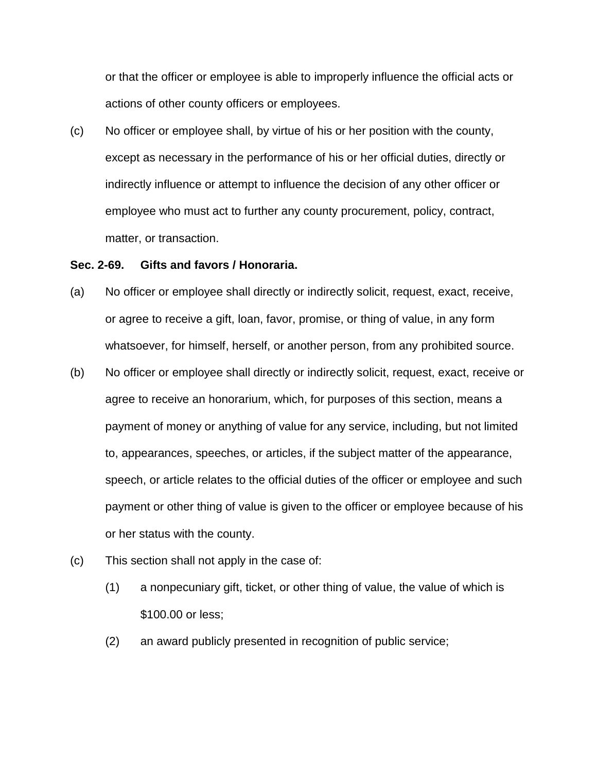or that the officer or employee is able to improperly influence the official acts or actions of other county officers or employees.

(c) No officer or employee shall, by virtue of his or her position with the county, except as necessary in the performance of his or her official duties, directly or indirectly influence or attempt to influence the decision of any other officer or employee who must act to further any county procurement, policy, contract, matter, or transaction.

**Sec. 2-69. Gifts and favors / Honoraria.**

(a) No officer or employee shall directly or indirectly solicit, request, exact, receive, or agree to receive a gift, loan, favor, promise, or thing of value, in any form whatsoever, for himself, herself, or another person, from any prohibited source.

(b) No officer or employee shall directly or indirectly solicit, request, exact, receive or agree to receive an honorarium, which, for purposes of this section, means a payment of money or anything of value for any service, including, but not limited to, appearances, speeches, or articles, if the subject matter of the appearance, speech, or article relates to the official duties of the officer or employee and such payment or other thing of value is given to the officer or employee because of his or her status with the county.

(c) This section shall not apply in the case of:

  (1) a nonpecuniary gift, ticket, or other thing of value, the value of which is $100.00 or less;

  (2) an award publicly presented in recognition of public service;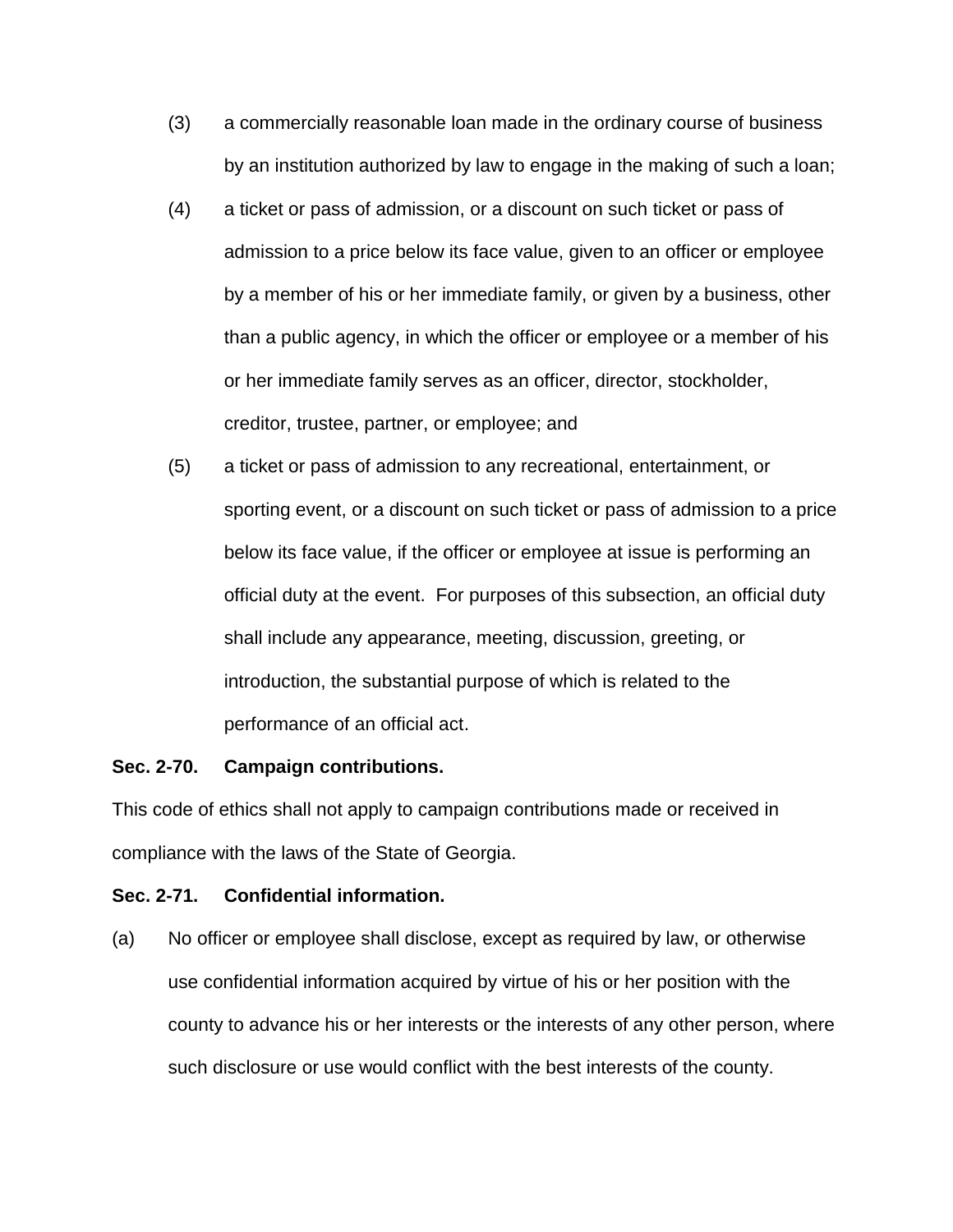(3) a commercially reasonable loan made in the ordinary course of business by an institution authorized by law to engage in the making of such a loan;

(4) a ticket or pass of admission, or a discount on such ticket or pass of admission to a price below its face value, given to an officer or employee by a member of his or her immediate family, or given by a business, other than a public agency, in which the officer or employee or a member of his or her immediate family serves as an officer, director, stockholder, creditor, trustee, partner, or employee; and

(5) a ticket or pass of admission to any recreational, entertainment, or sporting event, or a discount on such ticket or pass of admission to a price below its face value, if the officer or employee at issue is performing an official duty at the event. For purposes of this subsection, an official duty shall include any appearance, meeting, discussion, greeting, or introduction, the substantial purpose of which is related to the performance of an official act.

**Sec. 2-70. Campaign contributions.**

This code of ethics shall not apply to campaign contributions made or received in compliance with the laws of the State of Georgia.

**Sec. 2-71. Confidential information.**

(a) No officer or employee shall disclose, except as required by law, or otherwise use confidential information acquired by virtue of his or her position with the county to advance his or her interests or the interests of any other person, where such disclosure or use would conflict with the best interests of the county.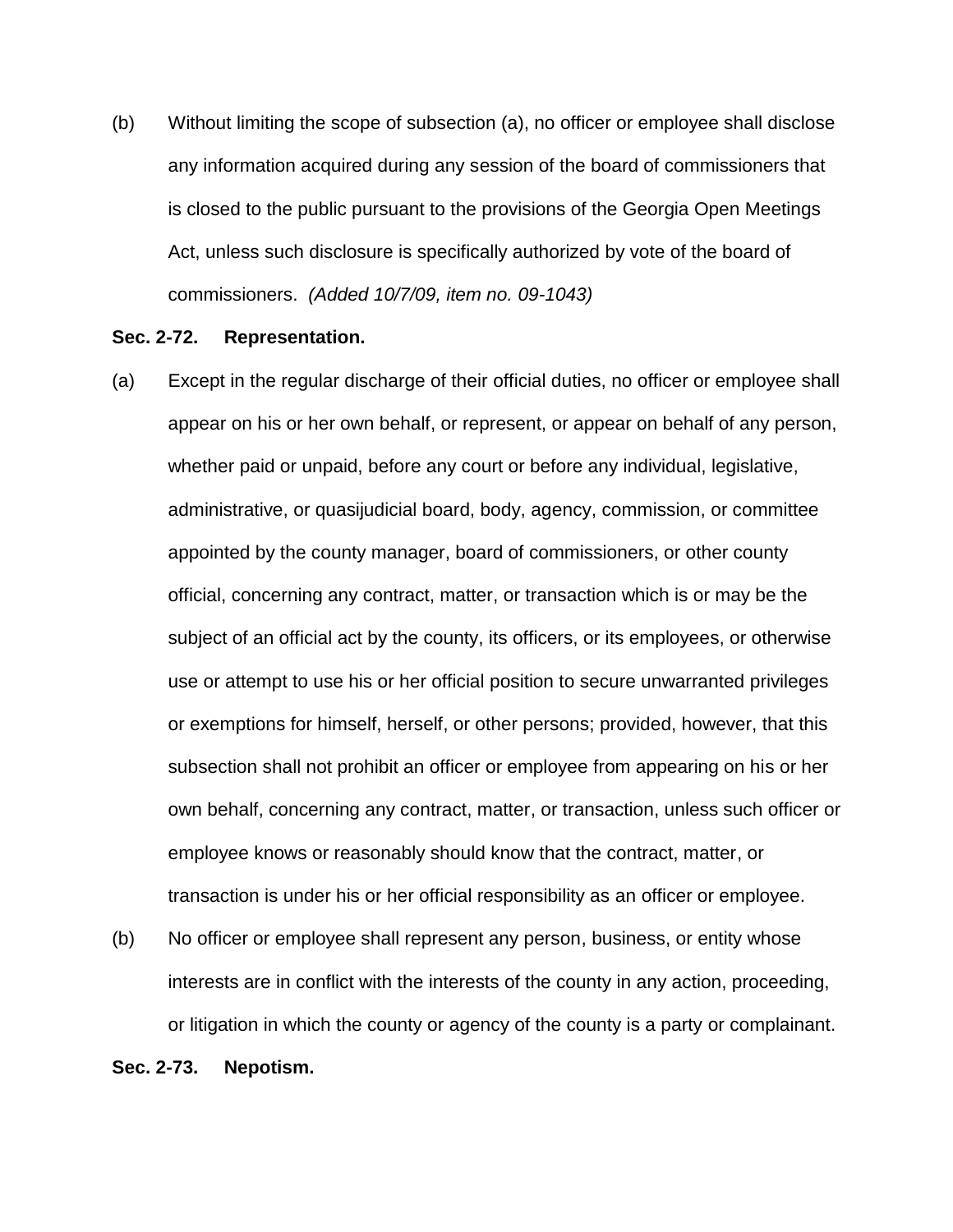(b) Without limiting the scope of subsection (a), no officer or employee shall disclose any information acquired during any session of the board of commissioners that is closed to the public pursuant to the provisions of the Georgia Open Meetings Act, unless such disclosure is specifically authorized by vote of the board of commissioners. *(Added 10/7/09, item no. 09-1043)*

**Sec. 2-72. Representation.**

(a) Except in the regular discharge of their official duties, no officer or employee shall appear on his or her own behalf, or represent, or appear on behalf of any person, whether paid or unpaid, before any court or before any individual, legislative, administrative, or quasijudicial board, body, agency, commission, or committee appointed by the county manager, board of commissioners, or other county official, concerning any contract, matter, or transaction which is or may be the subject of an official act by the county, its officers, or its employees, or otherwise use or attempt to use his or her official position to secure unwarranted privileges or exemptions for himself, herself, or other persons; provided, however, that this subsection shall not prohibit an officer or employee from appearing on his or her own behalf, concerning any contract, matter, or transaction, unless such officer or employee knows or reasonably should know that the contract, matter, or transaction is under his or her official responsibility as an officer or employee.

(b) No officer or employee shall represent any person, business, or entity whose interests are in conflict with the interests of the county in any action, proceeding, or litigation in which the county or agency of the county is a party or complainant.

**Sec. 2-73. Nepotism.**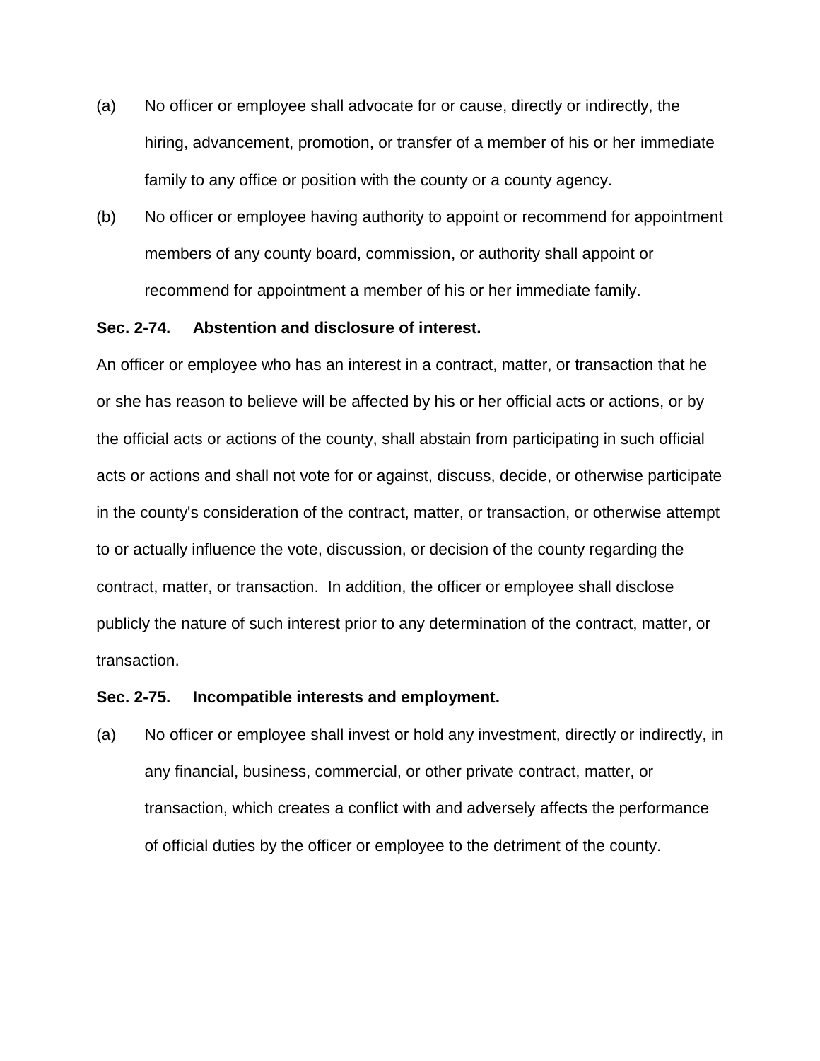(a) No officer or employee shall advocate for or cause, directly or indirectly, the hiring, advancement, promotion, or transfer of a member of his or her immediate family to any office or position with the county or a county agency.

(b) No officer or employee having authority to appoint or recommend for appointment members of any county board, commission, or authority shall appoint or recommend for appointment a member of his or her immediate family.

**Sec. 2-74. Abstention and disclosure of interest.**

An officer or employee who has an interest in a contract, matter, or transaction that he or she has reason to believe will be affected by his or her official acts or actions, or by the official acts or actions of the county, shall abstain from participating in such official acts or actions and shall not vote for or against, discuss, decide, or otherwise participate in the county's consideration of the contract, matter, or transaction, or otherwise attempt to or actually influence the vote, discussion, or decision of the county regarding the contract, matter, or transaction. In addition, the officer or employee shall disclose publicly the nature of such interest prior to any determination of the contract, matter, or transaction.

**Sec. 2-75. Incompatible interests and employment.**

(a) No officer or employee shall invest or hold any investment, directly or indirectly, in any financial, business, commercial, or other private contract, matter, or transaction, which creates a conflict with and adversely affects the performance of official duties by the officer or employee to the detriment of the county.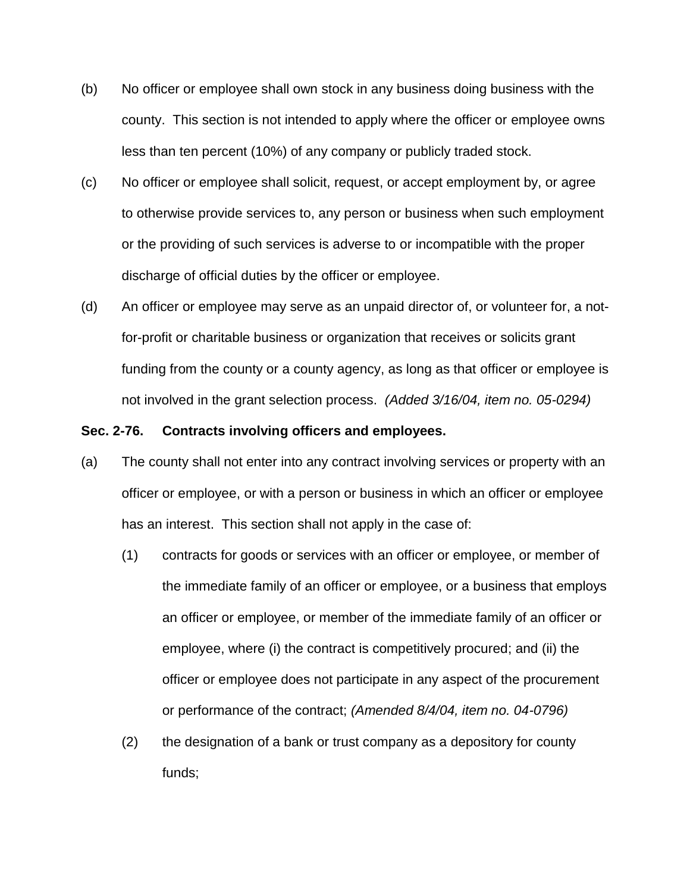(b) No officer or employee shall own stock in any business doing business with the county. This section is not intended to apply where the officer or employee owns less than ten percent (10%) of any company or publicly traded stock.

(c) No officer or employee shall solicit, request, or accept employment by, or agree to otherwise provide services to, any person or business when such employment or the providing of such services is adverse to or incompatible with the proper discharge of official duties by the officer or employee.

(d) An officer or employee may serve as an unpaid director of, or volunteer for, a not-for-profit or charitable business or organization that receives or solicits grant funding from the county or a county agency, as long as that officer or employee is not involved in the grant selection process. *(Added 3/16/04, item no. 05-0294)*

**Sec. 2-76. Contracts involving officers and employees.**

(a) The county shall not enter into any contract involving services or property with an officer or employee, or with a person or business in which an officer or employee has an interest. This section shall not apply in the case of:

  (1) contracts for goods or services with an officer or employee, or member of the immediate family of an officer or employee, or a business that employs an officer or employee, or member of the immediate family of an officer or employee, where (i) the contract is competitively procured; and (ii) the officer or employee does not participate in any aspect of the procurement or performance of the contract; *(Amended 8/4/04, item no. 04-0796)*

  (2) the designation of a bank or trust company as a depository for county funds;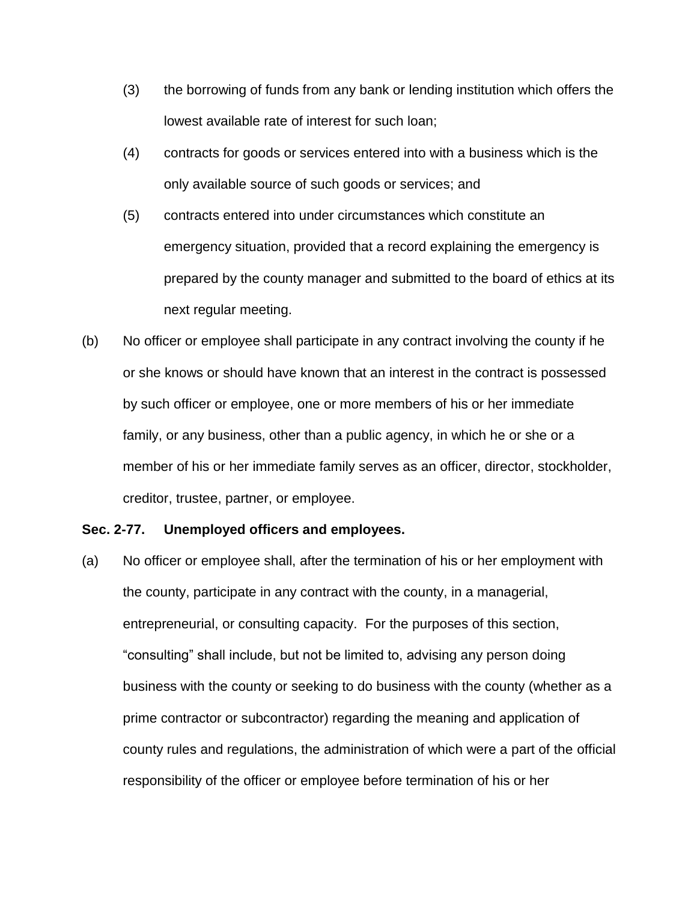(3) the borrowing of funds from any bank or lending institution which offers the lowest available rate of interest for such loan;

(4) contracts for goods or services entered into with a business which is the only available source of such goods or services; and

(5) contracts entered into under circumstances which constitute an emergency situation, provided that a record explaining the emergency is prepared by the county manager and submitted to the board of ethics at its next regular meeting.

(b) No officer or employee shall participate in any contract involving the county if he or she knows or should have known that an interest in the contract is possessed by such officer or employee, one or more members of his or her immediate family, or any business, other than a public agency, in which he or she or a member of his or her immediate family serves as an officer, director, stockholder, creditor, trustee, partner, or employee.

**Sec. 2-77. Unemployed officers and employees.**

(a) No officer or employee shall, after the termination of his or her employment with the county, participate in any contract with the county, in a managerial, entrepreneurial, or consulting capacity. For the purposes of this section, "consulting" shall include, but not be limited to, advising any person doing business with the county or seeking to do business with the county (whether as a prime contractor or subcontractor) regarding the meaning and application of county rules and regulations, the administration of which were a part of the official responsibility of the officer or employee before termination of his or her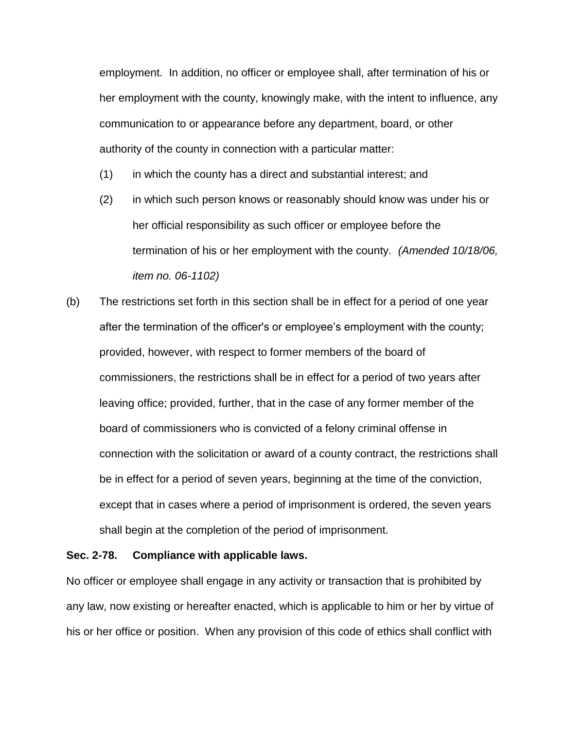employment. In addition, no officer or employee shall, after termination of his or her employment with the county, knowingly make, with the intent to influence, any communication to or appearance before any department, board, or other authority of the county in connection with a particular matter:

(1) in which the county has a direct and substantial interest; and

(2) in which such person knows or reasonably should know was under his or her official responsibility as such officer or employee before the termination of his or her employment with the county. *(Amended 10/18/06, item no. 06-1102)*

(b) The restrictions set forth in this section shall be in effect for a period of one year after the termination of the officer's or employee's employment with the county; provided, however, with respect to former members of the board of commissioners, the restrictions shall be in effect for a period of two years after leaving office; provided, further, that in the case of any former member of the board of commissioners who is convicted of a felony criminal offense in connection with the solicitation or award of a county contract, the restrictions shall be in effect for a period of seven years, beginning at the time of the conviction, except that in cases where a period of imprisonment is ordered, the seven years shall begin at the completion of the period of imprisonment.

**Sec. 2-78. Compliance with applicable laws.**

No officer or employee shall engage in any activity or transaction that is prohibited by any law, now existing or hereafter enacted, which is applicable to him or her by virtue of his or her office or position. When any provision of this code of ethics shall conflict with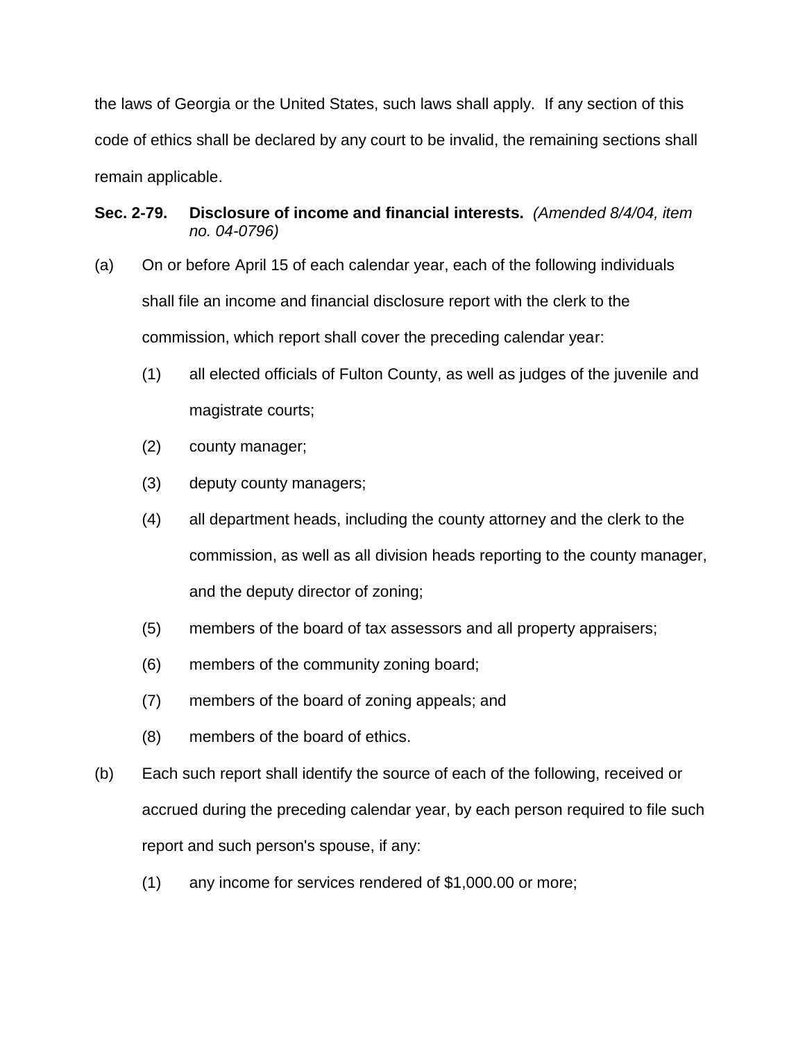the laws of Georgia or the United States, such laws shall apply. If any section of this code of ethics shall be declared by any court to be invalid, the remaining sections shall remain applicable.

**Sec. 2-79. Disclosure of income and financial interests.** *(Amended 8/4/04, item no. 04-0796)*

(a) On or before April 15 of each calendar year, each of the following individuals shall file an income and financial disclosure report with the clerk to the commission, which report shall cover the preceding calendar year:

(1) all elected officials of Fulton County, as well as judges of the juvenile and magistrate courts;

(2) county manager;

(3) deputy county managers;

(4) all department heads, including the county attorney and the clerk to the commission, as well as all division heads reporting to the county manager, and the deputy director of zoning;

(5) members of the board of tax assessors and all property appraisers;

(6) members of the community zoning board;

(7) members of the board of zoning appeals; and

(8) members of the board of ethics.

(b) Each such report shall identify the source of each of the following, received or accrued during the preceding calendar year, by each person required to file such report and such person's spouse, if any:

(1) any income for services rendered of $1,000.00 or more;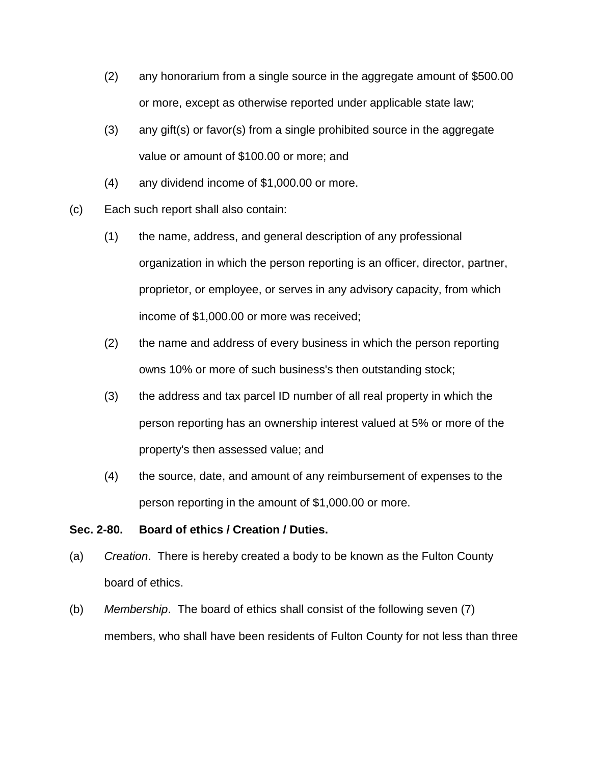(2) any honorarium from a single source in the aggregate amount of $500.00 or more, except as otherwise reported under applicable state law;

(3) any gift(s) or favor(s) from a single prohibited source in the aggregate value or amount of $100.00 or more; and

(4) any dividend income of $1,000.00 or more.

(c) Each such report shall also contain:

(1) the name, address, and general description of any professional organization in which the person reporting is an officer, director, partner, proprietor, or employee, or serves in any advisory capacity, from which income of $1,000.00 or more was received;

(2) the name and address of every business in which the person reporting owns 10% or more of such business's then outstanding stock;

(3) the address and tax parcel ID number of all real property in which the person reporting has an ownership interest valued at 5% or more of the property's then assessed value; and

(4) the source, date, and amount of any reimbursement of expenses to the person reporting in the amount of $1,000.00 or more.

**Sec. 2-80. Board of ethics / Creation / Duties.**

(a) *Creation*. There is hereby created a body to be known as the Fulton County board of ethics.

(b) *Membership*. The board of ethics shall consist of the following seven (7) members, who shall have been residents of Fulton County for not less than three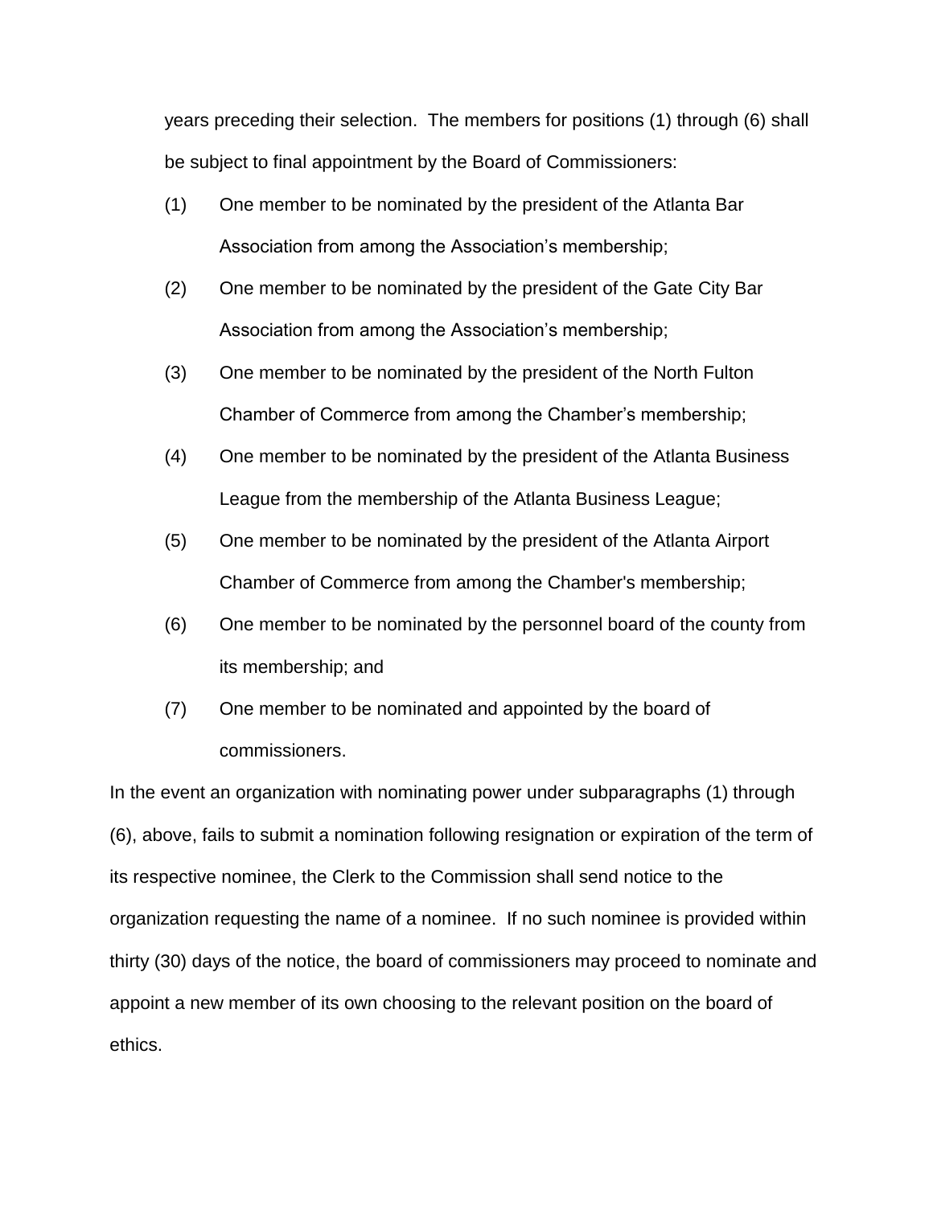years preceding their selection. The members for positions (1) through (6) shall be subject to final appointment by the Board of Commissioners:

(1) One member to be nominated by the president of the Atlanta Bar Association from among the Association's membership;

(2) One member to be nominated by the president of the Gate City Bar Association from among the Association's membership;

(3) One member to be nominated by the president of the North Fulton Chamber of Commerce from among the Chamber's membership;

(4) One member to be nominated by the president of the Atlanta Business League from the membership of the Atlanta Business League;

(5) One member to be nominated by the president of the Atlanta Airport Chamber of Commerce from among the Chamber's membership;

(6) One member to be nominated by the personnel board of the county from its membership; and

(7) One member to be nominated and appointed by the board of commissioners.

In the event an organization with nominating power under subparagraphs (1) through (6), above, fails to submit a nomination following resignation or expiration of the term of its respective nominee, the Clerk to the Commission shall send notice to the organization requesting the name of a nominee. If no such nominee is provided within thirty (30) days of the notice, the board of commissioners may proceed to nominate and appoint a new member of its own choosing to the relevant position on the board of ethics.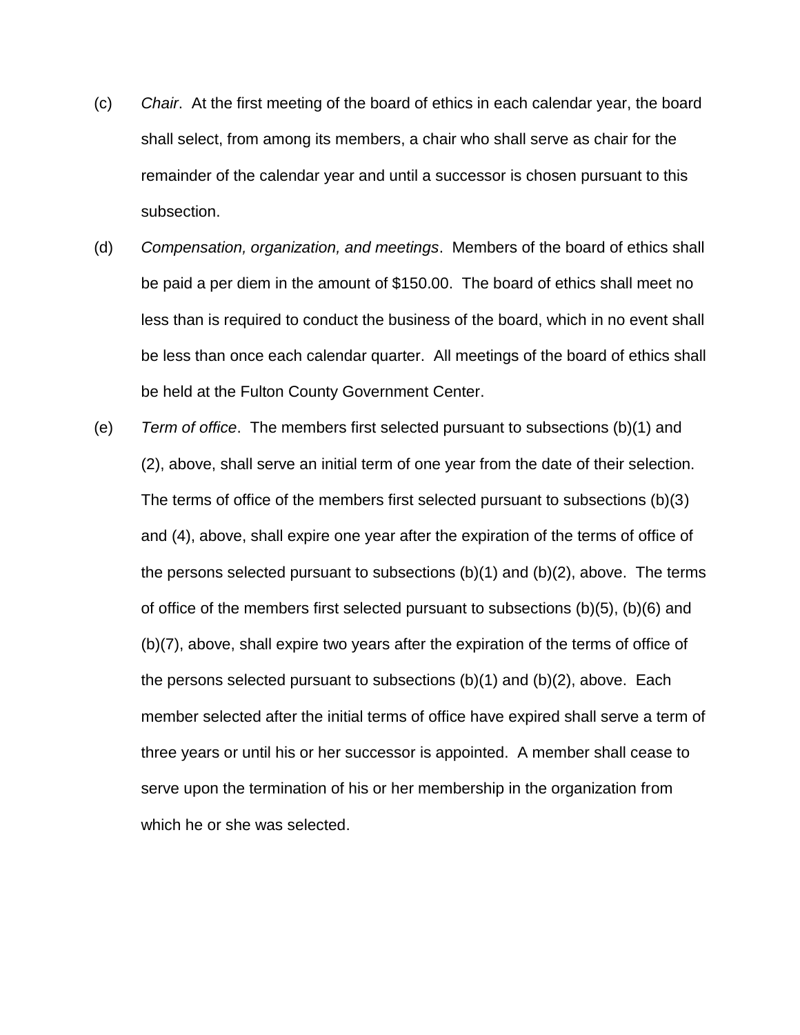(c) *Chair*. At the first meeting of the board of ethics in each calendar year, the board shall select, from among its members, a chair who shall serve as chair for the remainder of the calendar year and until a successor is chosen pursuant to this subsection.

(d) *Compensation, organization, and meetings*. Members of the board of ethics shall be paid a per diem in the amount of $150.00. The board of ethics shall meet no less than is required to conduct the business of the board, which in no event shall be less than once each calendar quarter. All meetings of the board of ethics shall be held at the Fulton County Government Center.

(e) *Term of office*. The members first selected pursuant to subsections (b)(1) and (2), above, shall serve an initial term of one year from the date of their selection. The terms of office of the members first selected pursuant to subsections (b)(3) and (4), above, shall expire one year after the expiration of the terms of office of the persons selected pursuant to subsections (b)(1) and (b)(2), above. The terms of office of the members first selected pursuant to subsections (b)(5), (b)(6) and (b)(7), above, shall expire two years after the expiration of the terms of office of the persons selected pursuant to subsections (b)(1) and (b)(2), above. Each member selected after the initial terms of office have expired shall serve a term of three years or until his or her successor is appointed. A member shall cease to serve upon the termination of his or her membership in the organization from which he or she was selected.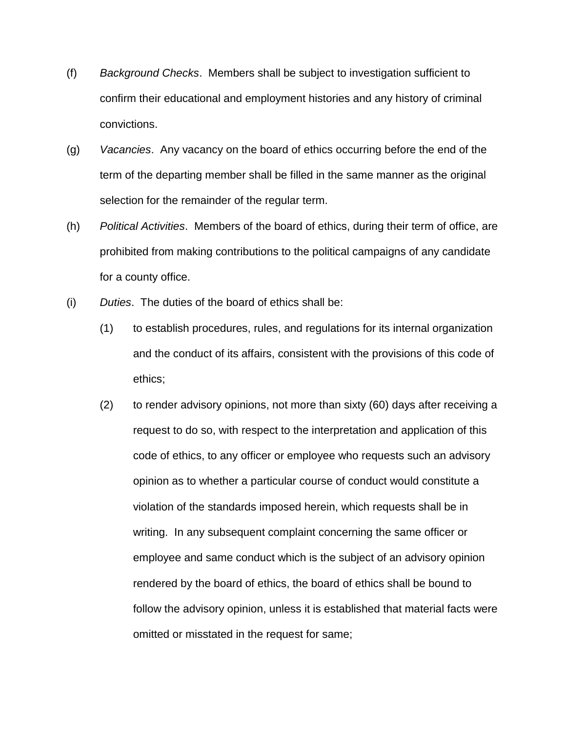(f) *Background Checks*. Members shall be subject to investigation sufficient to confirm their educational and employment histories and any history of criminal convictions.

(g) *Vacancies*. Any vacancy on the board of ethics occurring before the end of the term of the departing member shall be filled in the same manner as the original selection for the remainder of the regular term.

(h) *Political Activities*. Members of the board of ethics, during their term of office, are prohibited from making contributions to the political campaigns of any candidate for a county office.

(i) *Duties*. The duties of the board of ethics shall be:

   (1) to establish procedures, rules, and regulations for its internal organization and the conduct of its affairs, consistent with the provisions of this code of ethics;

   (2) to render advisory opinions, not more than sixty (60) days after receiving a request to do so, with respect to the interpretation and application of this code of ethics, to any officer or employee who requests such an advisory opinion as to whether a particular course of conduct would constitute a violation of the standards imposed herein, which requests shall be in writing. In any subsequent complaint concerning the same officer or employee and same conduct which is the subject of an advisory opinion rendered by the board of ethics, the board of ethics shall be bound to follow the advisory opinion, unless it is established that material facts were omitted or misstated in the request for same;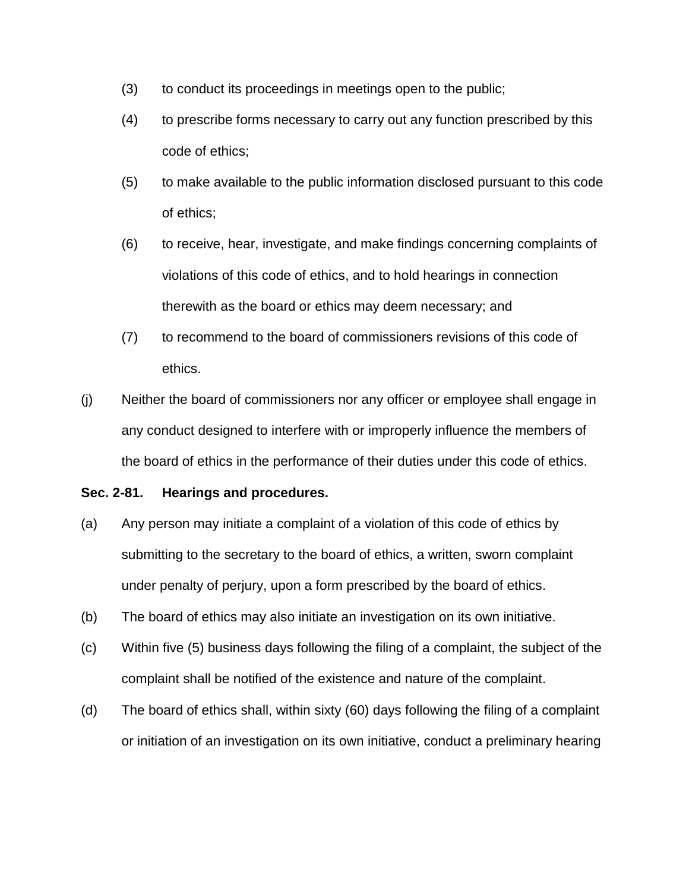(3) to conduct its proceedings in meetings open to the public;

(4) to prescribe forms necessary to carry out any function prescribed by this code of ethics;

(5) to make available to the public information disclosed pursuant to this code of ethics;

(6) to receive, hear, investigate, and make findings concerning complaints of violations of this code of ethics, and to hold hearings in connection therewith as the board or ethics may deem necessary; and

(7) to recommend to the board of commissioners revisions of this code of ethics.

(j) Neither the board of commissioners nor any officer or employee shall engage in any conduct designed to interfere with or improperly influence the members of the board of ethics in the performance of their duties under this code of ethics.

**Sec. 2-81. Hearings and procedures.**

(a) Any person may initiate a complaint of a violation of this code of ethics by submitting to the secretary to the board of ethics, a written, sworn complaint under penalty of perjury, upon a form prescribed by the board of ethics.

(b) The board of ethics may also initiate an investigation on its own initiative.

(c) Within five (5) business days following the filing of a complaint, the subject of the complaint shall be notified of the existence and nature of the complaint.

(d) The board of ethics shall, within sixty (60) days following the filing of a complaint or initiation of an investigation on its own initiative, conduct a preliminary hearing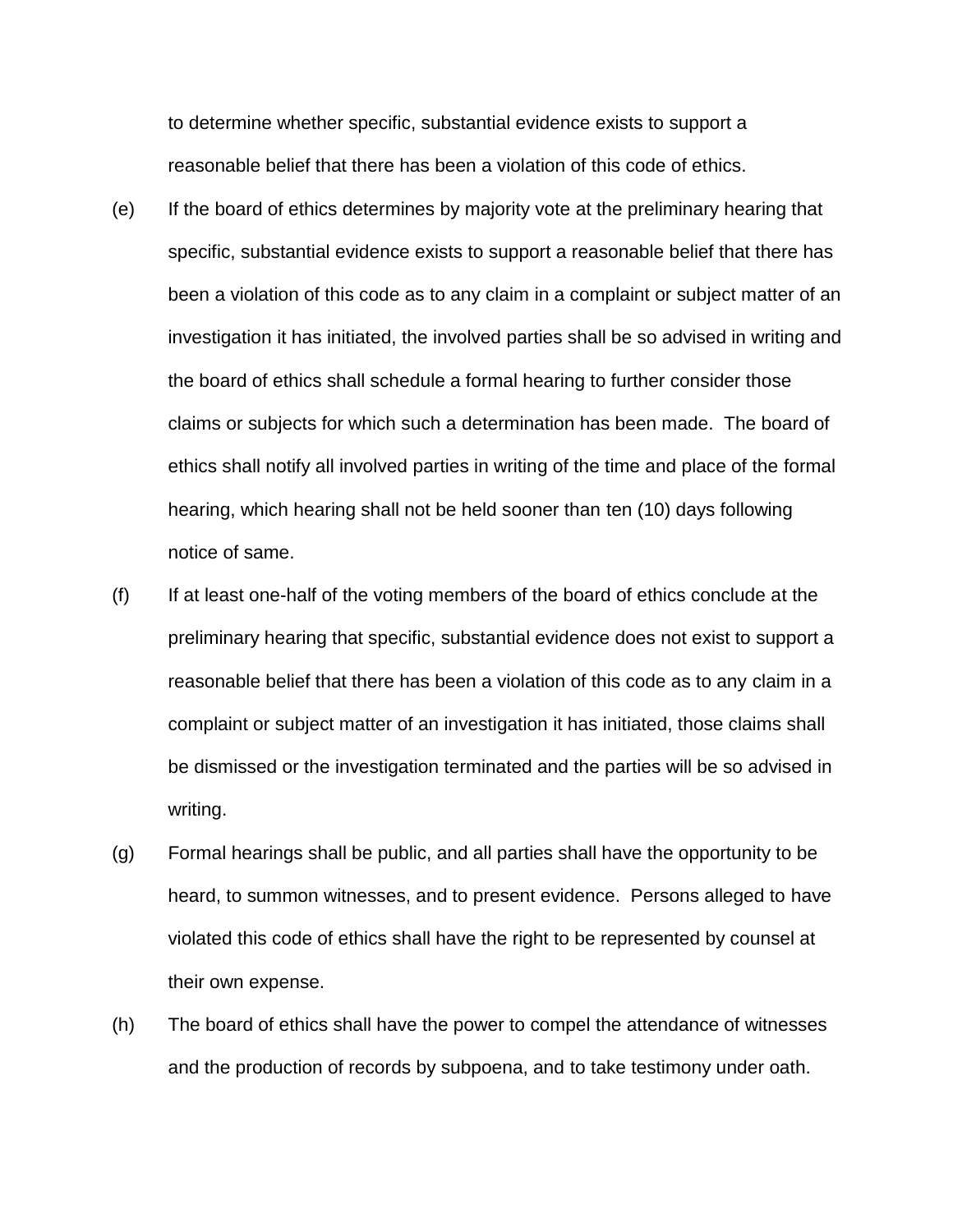to determine whether specific, substantial evidence exists to support a reasonable belief that there has been a violation of this code of ethics.

(e) If the board of ethics determines by majority vote at the preliminary hearing that specific, substantial evidence exists to support a reasonable belief that there has been a violation of this code as to any claim in a complaint or subject matter of an investigation it has initiated, the involved parties shall be so advised in writing and the board of ethics shall schedule a formal hearing to further consider those claims or subjects for which such a determination has been made. The board of ethics shall notify all involved parties in writing of the time and place of the formal hearing, which hearing shall not be held sooner than ten (10) days following notice of same.

(f) If at least one-half of the voting members of the board of ethics conclude at the preliminary hearing that specific, substantial evidence does not exist to support a reasonable belief that there has been a violation of this code as to any claim in a complaint or subject matter of an investigation it has initiated, those claims shall be dismissed or the investigation terminated and the parties will be so advised in writing.

(g) Formal hearings shall be public, and all parties shall have the opportunity to be heard, to summon witnesses, and to present evidence. Persons alleged to have violated this code of ethics shall have the right to be represented by counsel at their own expense.

(h) The board of ethics shall have the power to compel the attendance of witnesses and the production of records by subpoena, and to take testimony under oath.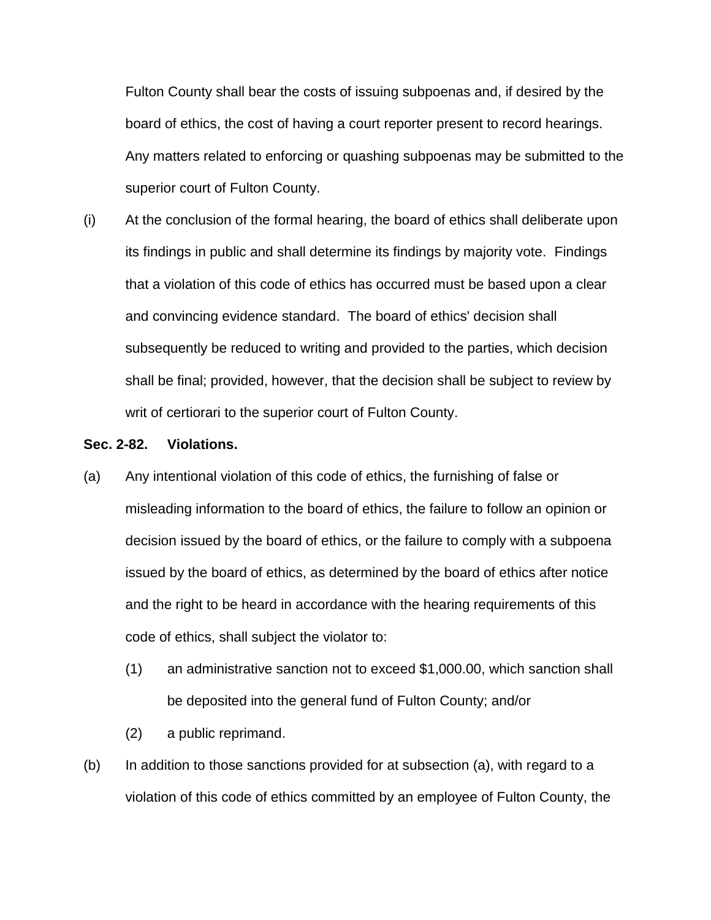Fulton County shall bear the costs of issuing subpoenas and, if desired by the board of ethics, the cost of having a court reporter present to record hearings. Any matters related to enforcing or quashing subpoenas may be submitted to the superior court of Fulton County.

(i) At the conclusion of the formal hearing, the board of ethics shall deliberate upon its findings in public and shall determine its findings by majority vote. Findings that a violation of this code of ethics has occurred must be based upon a clear and convincing evidence standard. The board of ethics' decision shall subsequently be reduced to writing and provided to the parties, which decision shall be final; provided, however, that the decision shall be subject to review by writ of certiorari to the superior court of Fulton County.

**Sec. 2-82. Violations.**

(a) Any intentional violation of this code of ethics, the furnishing of false or misleading information to the board of ethics, the failure to follow an opinion or decision issued by the board of ethics, or the failure to comply with a subpoena issued by the board of ethics, as determined by the board of ethics after notice and the right to be heard in accordance with the hearing requirements of this code of ethics, shall subject the violator to:

(1) an administrative sanction not to exceed $1,000.00, which sanction shall be deposited into the general fund of Fulton County; and/or

(2) a public reprimand.

(b) In addition to those sanctions provided for at subsection (a), with regard to a violation of this code of ethics committed by an employee of Fulton County, the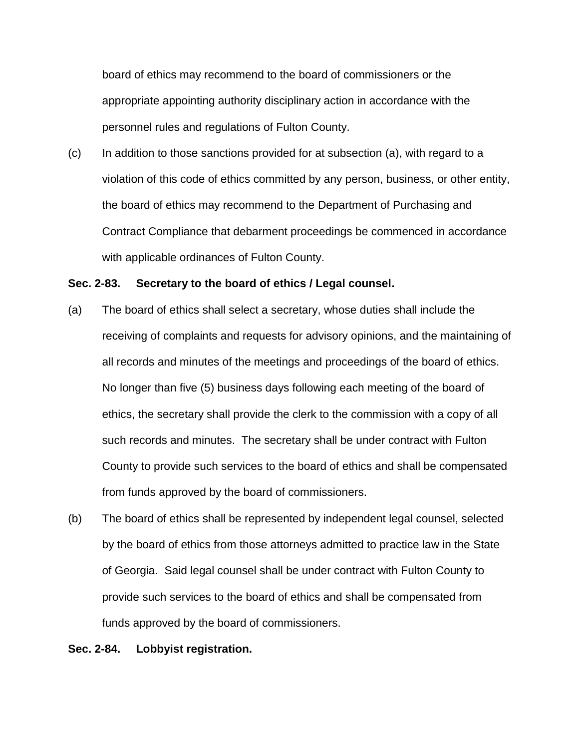board of ethics may recommend to the board of commissioners or the appropriate appointing authority disciplinary action in accordance with the personnel rules and regulations of Fulton County.

(c) In addition to those sanctions provided for at subsection (a), with regard to a violation of this code of ethics committed by any person, business, or other entity, the board of ethics may recommend to the Department of Purchasing and Contract Compliance that debarment proceedings be commenced in accordance with applicable ordinances of Fulton County.

**Sec. 2-83. Secretary to the board of ethics / Legal counsel.**

(a) The board of ethics shall select a secretary, whose duties shall include the receiving of complaints and requests for advisory opinions, and the maintaining of all records and minutes of the meetings and proceedings of the board of ethics. No longer than five (5) business days following each meeting of the board of ethics, the secretary shall provide the clerk to the commission with a copy of all such records and minutes. The secretary shall be under contract with Fulton County to provide such services to the board of ethics and shall be compensated from funds approved by the board of commissioners.

(b) The board of ethics shall be represented by independent legal counsel, selected by the board of ethics from those attorneys admitted to practice law in the State of Georgia. Said legal counsel shall be under contract with Fulton County to provide such services to the board of ethics and shall be compensated from funds approved by the board of commissioners.

**Sec. 2-84. Lobbyist registration.**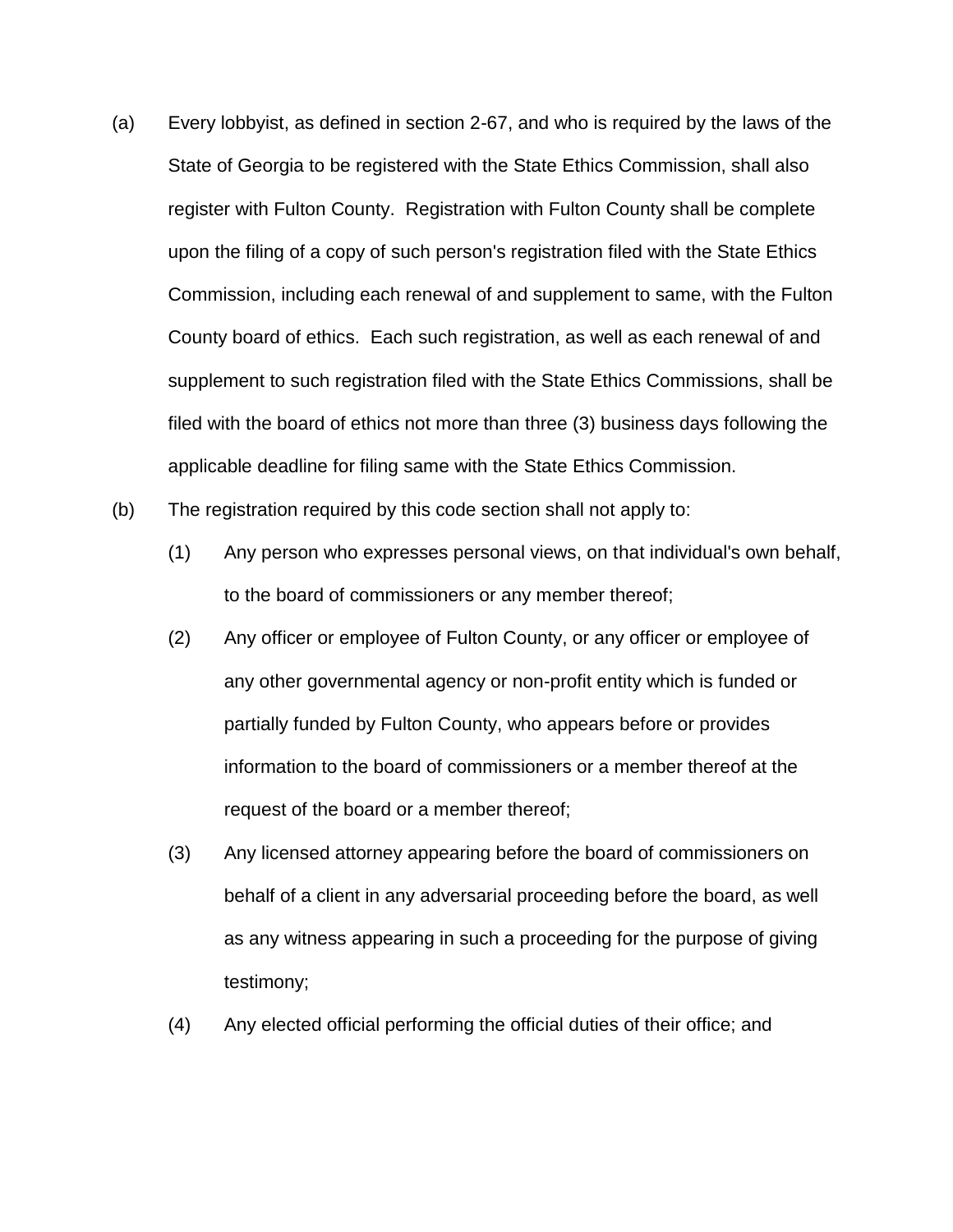(a) Every lobbyist, as defined in section 2-67, and who is required by the laws of the State of Georgia to be registered with the State Ethics Commission, shall also register with Fulton County. Registration with Fulton County shall be complete upon the filing of a copy of such person's registration filed with the State Ethics Commission, including each renewal of and supplement to same, with the Fulton County board of ethics. Each such registration, as well as each renewal of and supplement to such registration filed with the State Ethics Commissions, shall be filed with the board of ethics not more than three (3) business days following the applicable deadline for filing same with the State Ethics Commission.

(b) The registration required by this code section shall not apply to:

   (1) Any person who expresses personal views, on that individual's own behalf, to the board of commissioners or any member thereof;

   (2) Any officer or employee of Fulton County, or any officer or employee of any other governmental agency or non-profit entity which is funded or partially funded by Fulton County, who appears before or provides information to the board of commissioners or a member thereof at the request of the board or a member thereof;

   (3) Any licensed attorney appearing before the board of commissioners on behalf of a client in any adversarial proceeding before the board, as well as any witness appearing in such a proceeding for the purpose of giving testimony;

   (4) Any elected official performing the official duties of their office; and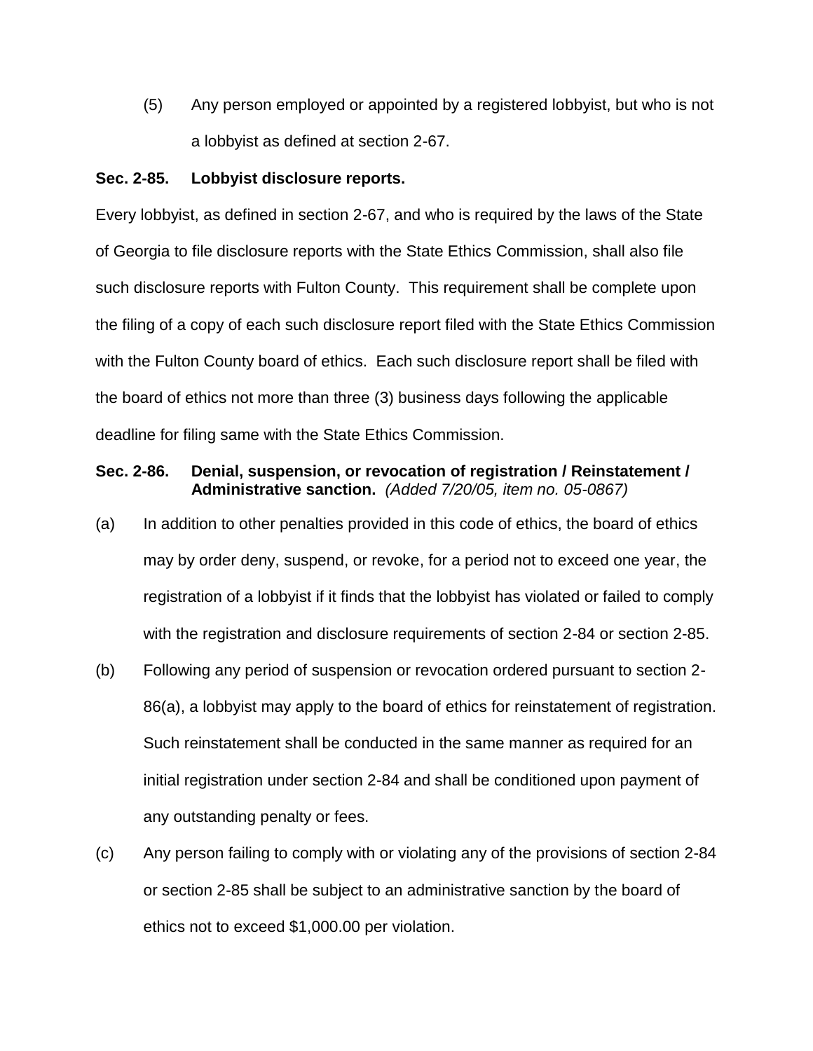(5) Any person employed or appointed by a registered lobbyist, but who is not a lobbyist as defined at section 2-67.

**Sec. 2-85. Lobbyist disclosure reports.**

Every lobbyist, as defined in section 2-67, and who is required by the laws of the State of Georgia to file disclosure reports with the State Ethics Commission, shall also file such disclosure reports with Fulton County. This requirement shall be complete upon the filing of a copy of each such disclosure report filed with the State Ethics Commission with the Fulton County board of ethics. Each such disclosure report shall be filed with the board of ethics not more than three (3) business days following the applicable deadline for filing same with the State Ethics Commission.

**Sec. 2-86. Denial, suspension, or revocation of registration / Reinstatement / Administrative sanction.** *(Added 7/20/05, item no. 05-0867)*

(a) In addition to other penalties provided in this code of ethics, the board of ethics may by order deny, suspend, or revoke, for a period not to exceed one year, the registration of a lobbyist if it finds that the lobbyist has violated or failed to comply with the registration and disclosure requirements of section 2-84 or section 2-85.

(b) Following any period of suspension or revocation ordered pursuant to section 2-86(a), a lobbyist may apply to the board of ethics for reinstatement of registration. Such reinstatement shall be conducted in the same manner as required for an initial registration under section 2-84 and shall be conditioned upon payment of any outstanding penalty or fees.

(c) Any person failing to comply with or violating any of the provisions of section 2-84 or section 2-85 shall be subject to an administrative sanction by the board of ethics not to exceed $1,000.00 per violation.